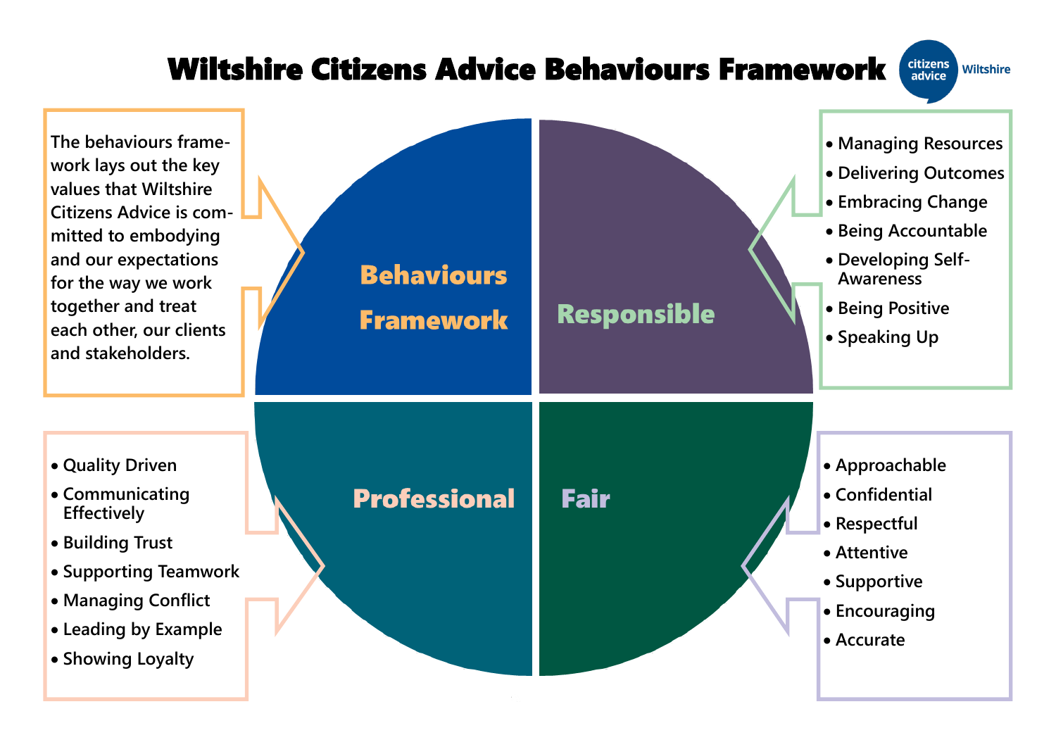# Wiltshire Citizens Advice Behaviours Framework

citizens advice Wiltshire

The behaviours framework lays out the key values that Wiltshire Citizens Advice is committed to embodying and our expectations for the way we work together and treat each other, our clients and stakeholders.

## Behaviours Framework

## Responsible

- Managing Resources
- Delivering Outcomes
- Embracing Change
- Being Accountable
- Developing Self-Awareness
- Being Positive
- Speaking Up

## Professional

- Quality Driven
- Communicating Effectively
- Building Trust
- Supporting Teamwork
- Managing Conflict
- Leading by Example
- Showing Loyalty

## Fair

- Approachable
- Confidential
- Respectful
- Attentive
- Supportive
- Encouraging
- Accurate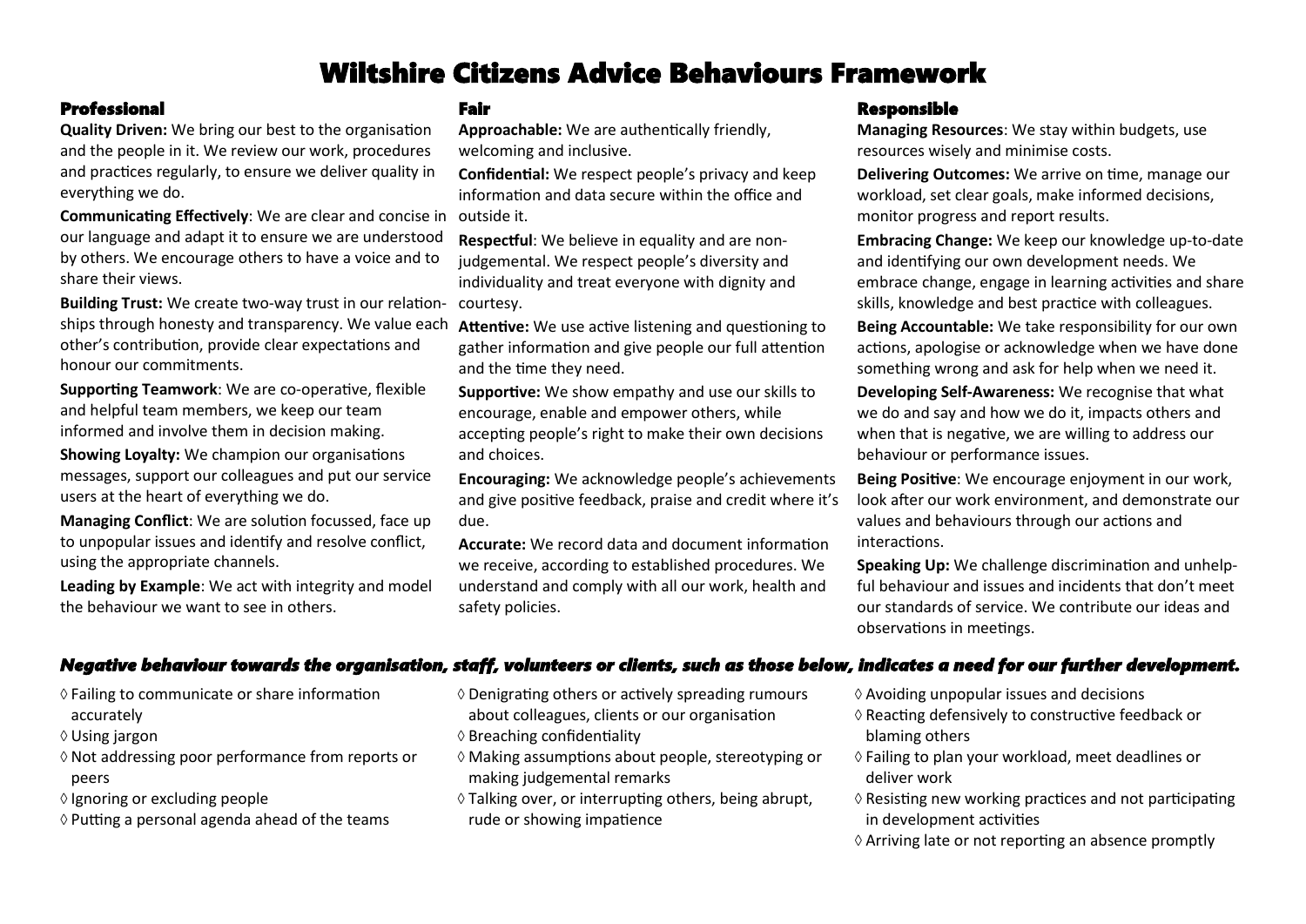# Wiltshire Citizens Advice Behaviours Framework

## Professional

**Quality Driven:** We bring our best to the organisation and the people in it. We review our work, procedures and practices regularly, to ensure we deliver quality in everything we do.

**Communicating Effectively**: We are clear and concise in our language and adapt it to ensure we are understood by others. We encourage others to have a voice and to share their views.

**Building Trust:** We create two-way trust in our relationships through honesty and transparency. We value each other's contribution, provide clear expectations and honour our commitments.

**Supporting Teamwork**: We are co-operative, flexible and helpful team members, we keep our team informed and involve them in decision making.

**Showing Loyalty:** We champion our organisations messages, support our colleagues and put our service users at the heart of everything we do.

**Managing Conflict**: We are solution focussed, face up to unpopular issues and identify and resolve conflict, using the appropriate channels.

**Leading by Example**: We act with integrity and model the behaviour we want to see in others.

## Fair

**Approachable:** We are authentically friendly, welcoming and inclusive.

**Confidential:** We respect people's privacy and keep information and data secure within the office and outside it.

**Respectful**: We believe in equality and are non-judgemental. We respect people's diversity and individuality and treat everyone with dignity and courtesy.

**Attentive:** We use active listening and questioning to gather information and give people our full attention and the time they need.

**Supportive:** We show empathy and use our skills to encourage, enable and empower others, while accepting people's right to make their own decisions and choices.

**Encouraging:** We acknowledge people's achievements and give positive feedback, praise and credit where it's due.

**Accurate:** We record data and document information we receive, according to established procedures. We understand and comply with all our work, health and safety policies.

## Responsible

**Managing Resources**: We stay within budgets, use resources wisely and minimise costs.

**Delivering Outcomes:** We arrive on time, manage our workload, set clear goals, make informed decisions, monitor progress and report results.

**Embracing Change:** We keep our knowledge up-to-date and identifying our own development needs. We embrace change, engage in learning activities and share skills, knowledge and best practice with colleagues.

**Being Accountable:** We take responsibility for our own actions, apologise or acknowledge when we have done something wrong and ask for help when we need it.

**Developing Self-Awareness:** We recognise that what we do and say and how we do it, impacts others and when that is negative, we are willing to address our behaviour or performance issues.

**Being Positive**: We encourage enjoyment in our work, look after our work environment, and demonstrate our values and behaviours through our actions and interactions.

**Speaking Up:** We challenge discrimination and unhelpful behaviour and issues and incidents that don't meet our standards of service. We contribute our ideas and observations in meetings.

***Negative behaviour towards the organisation, staff, volunteers or clients, such as those below, indicates a need for our further development.***

- ◊ Failing to communicate or share information accurately
- ◊ Using jargon
- ◊ Not addressing poor performance from reports or peers
- ◊ Ignoring or excluding people
- ◊ Putting a personal agenda ahead of the teams
- ◊ Denigrating others or actively spreading rumours about colleagues, clients or our organisation
- ◊ Breaching confidentiality
- ◊ Making assumptions about people, stereotyping or making judgemental remarks
- ◊ Talking over, or interrupting others, being abrupt, rude or showing impatience
- ◊ Avoiding unpopular issues and decisions
- ◊ Reacting defensively to constructive feedback or blaming others
- ◊ Failing to plan your workload, meet deadlines or deliver work
- ◊ Resisting new working practices and not participating in development activities
- ◊ Arriving late or not reporting an absence promptly